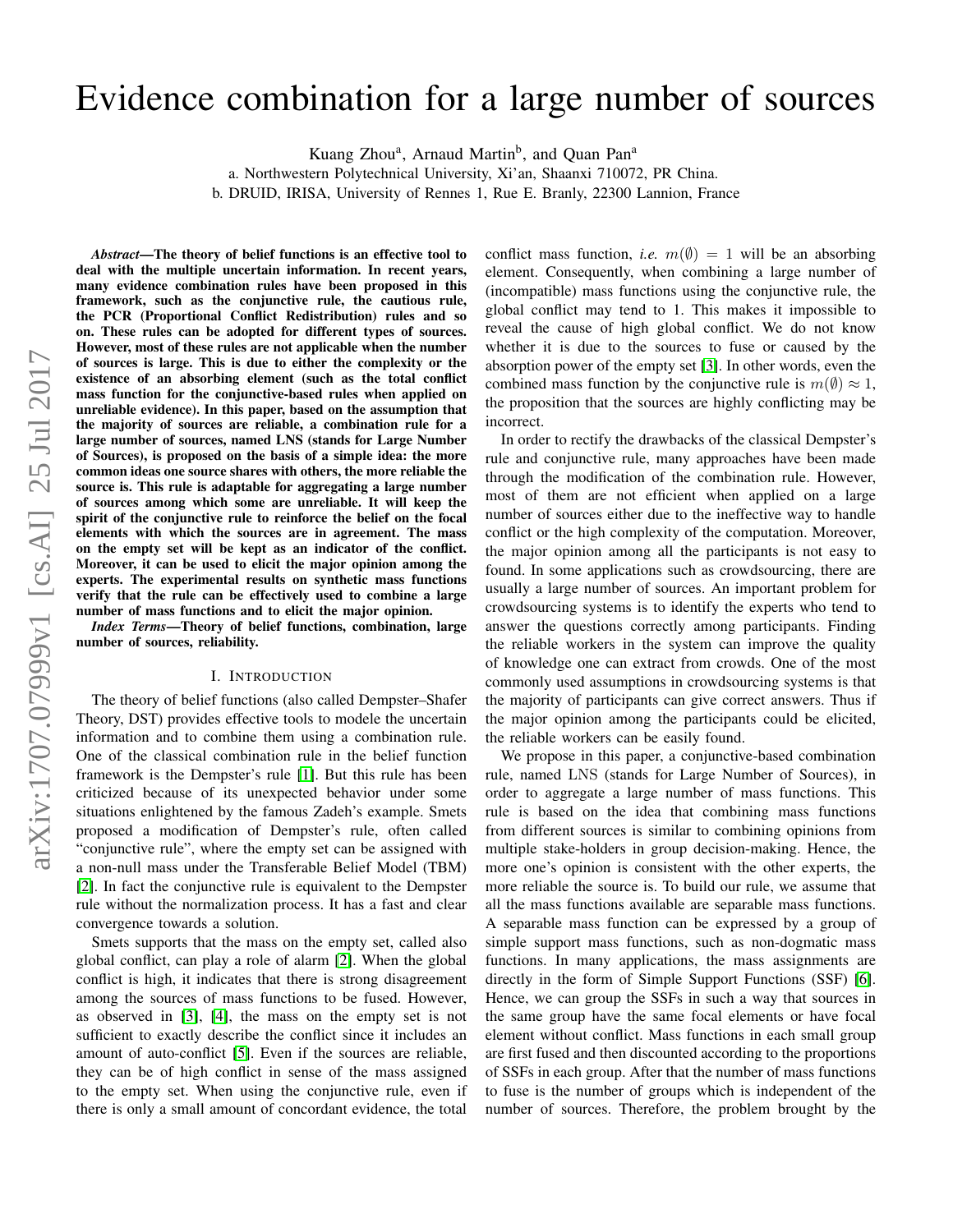# Evidence combination for a large number of sources

Kuang Zhou[a], Arnaud Martin[b], and Quan Pan[a]

a. Northwestern Polytechnical University, Xi'an, Shaanxi 710072, PR China.

b. DRUID, IRISA, University of Rennes 1, Rue E. Branly, 22300 Lannion, France

***Abstract*—The theory of belief functions is an effective tool to deal with the multiple uncertain information. In recent years, many evidence combination rules have been proposed in this framework, such as the conjunctive rule, the cautious rule, the PCR (Proportional Conflict Redistribution) rules and so on. These rules can be adopted for different types of sources. However, most of these rules are not applicable when the number of sources is large. This is due to either the complexity or the existence of an absorbing element (such as the total conflict mass function for the conjunctive-based rules when applied on unreliable evidence). In this paper, based on the assumption that the majority of sources are reliable, a combination rule for a large number of sources, named LNS (stands for Large Number of Sources), is proposed on the basis of a simple idea: the more common ideas one source shares with others, the more reliable the source is. This rule is adaptable for aggregating a large number of sources among which some are unreliable. It will keep the spirit of the conjunctive rule to reinforce the belief on the focal elements with which the sources are in agreement. The mass on the empty set will be kept as an indicator of the conflict. Moreover, it can be used to elicit the major opinion among the experts. The experimental results on synthetic mass functions verify that the rule can be effectively used to combine a large number of mass functions and to elicit the major opinion.**

***Index Terms*—Theory of belief functions, combination, large number of sources, reliability.**

## I. Introduction

The theory of belief functions (also called Dempster–Shafer Theory, DST) provides effective tools to modele the uncertain information and to combine them using a combination rule. One of the classical combination rule in the belief function framework is the Dempster's rule [1]. But this rule has been criticized because of its unexpected behavior under some situations enlightened by the famous Zadeh's example. Smets proposed a modification of Dempster's rule, often called "conjunctive rule", where the empty set can be assigned with a non-null mass under the Transferable Belief Model (TBM) [2]. In fact the conjunctive rule is equivalent to the Dempster rule without the normalization process. It has a fast and clear convergence towards a solution.

Smets supports that the mass on the empty set, called also global conflict, can play a role of alarm [2]. When the global conflict is high, it indicates that there is strong disagreement among the sources of mass functions to be fused. However, as observed in [3], [4], the mass on the empty set is not sufficient to exactly describe the conflict since it includes an amount of auto-conflict [5]. Even if the sources are reliable, they can be of high conflict in sense of the mass assigned to the empty set. When using the conjunctive rule, even if there is only a small amount of concordant evidence, the total conflict mass function, *i.e.* $m(\emptyset) = 1$ will be an absorbing element. Consequently, when combining a large number of (incompatible) mass functions using the conjunctive rule, the global conflict may tend to 1. This makes it impossible to reveal the cause of high global conflict. We do not know whether it is due to the sources to fuse or caused by the absorption power of the empty set [3]. In other words, even the combined mass function by the conjunctive rule is $m(\emptyset) \approx 1$, the proposition that the sources are highly conflicting may be incorrect.

In order to rectify the drawbacks of the classical Dempster's rule and conjunctive rule, many approaches have been made through the modification of the combination rule. However, most of them are not efficient when applied on a large number of sources either due to the ineffective way to handle conflict or the high complexity of the computation. Moreover, the major opinion among all the participants is not easy to found. In some applications such as crowdsourcing, there are usually a large number of sources. An important problem for crowdsourcing systems is to identify the experts who tend to answer the questions correctly among participants. Finding the reliable workers in the system can improve the quality of knowledge one can extract from crowds. One of the most commonly used assumptions in crowdsourcing systems is that the majority of participants can give correct answers. Thus if the major opinion among the participants could be elicited, the reliable workers can be easily found.

We propose in this paper, a conjunctive-based combination rule, named LNS (stands for Large Number of Sources), in order to aggregate a large number of mass functions. This rule is based on the idea that combining mass functions from different sources is similar to combining opinions from multiple stake-holders in group decision-making. Hence, the more one's opinion is consistent with the other experts, the more reliable the source is. To build our rule, we assume that all the mass functions available are separable mass functions. A separable mass function can be expressed by a group of simple support mass functions, such as non-dogmatic mass functions. In many applications, the mass assignments are directly in the form of Simple Support Functions (SSF) [6]. Hence, we can group the SSFs in such a way that sources in the same group have the same focal elements or have focal element without conflict. Mass functions in each small group are first fused and then discounted according to the proportions of SSFs in each group. After that the number of mass functions to fuse is the number of groups which is independent of the number of sources. Therefore, the problem brought by the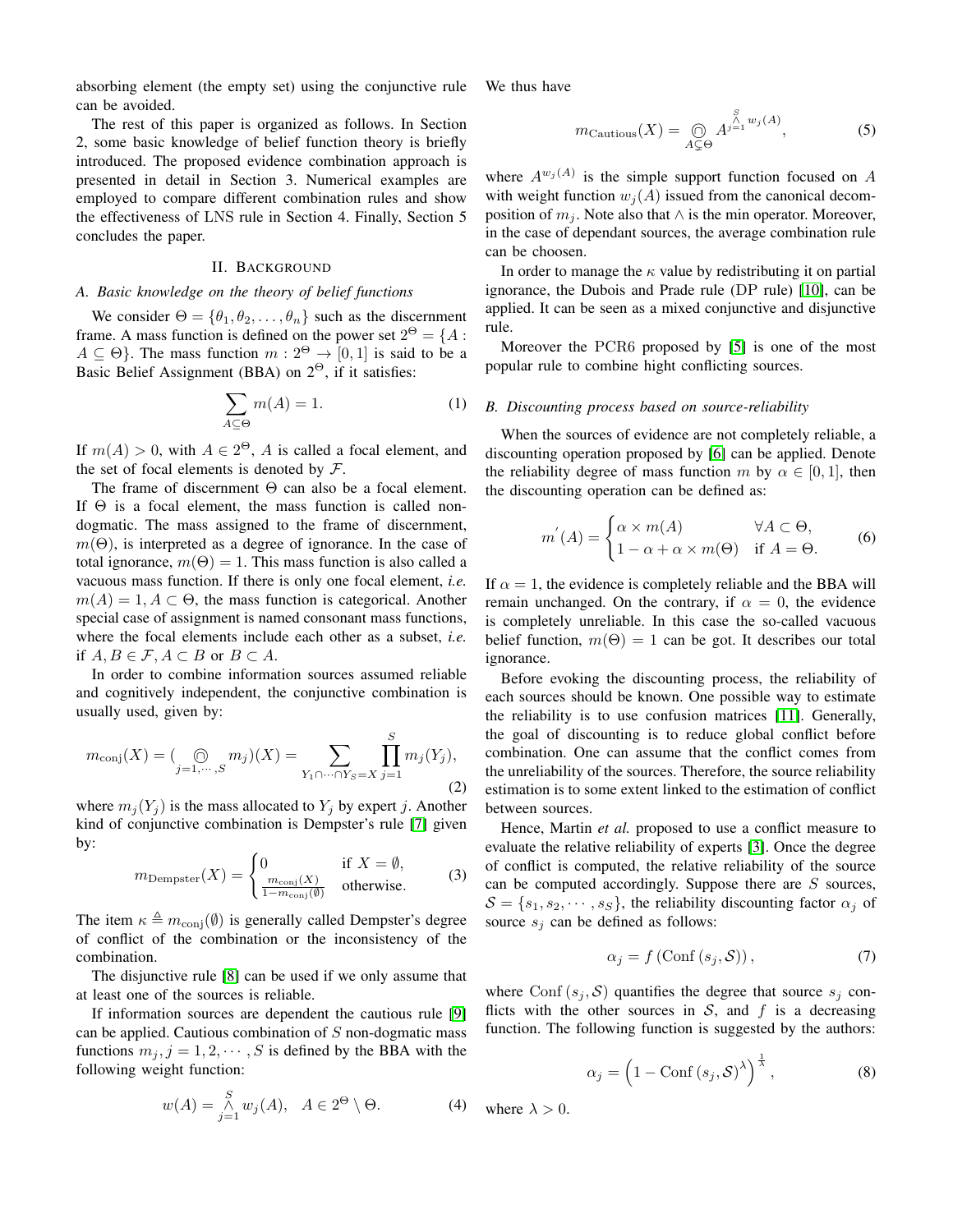absorbing element (the empty set) using the conjunctive rule can be avoided.

The rest of this paper is organized as follows. In Section 2, some basic knowledge of belief function theory is briefly introduced. The proposed evidence combination approach is presented in detail in Section 3. Numerical examples are employed to compare different combination rules and show the effectiveness of LNS rule in Section 4. Finally, Section 5 concludes the paper.

## II. Background

### A. Basic knowledge on the theory of belief functions

We consider $\Theta = \{\theta_1, \theta_2, \ldots, \theta_n\}$ such as the discernment frame. A mass function is defined on the power set $2^\Theta = \{A : A \subseteq \Theta\}$. The mass function $m : 2^\Theta \to [0, 1]$ is said to be a Basic Belief Assignment (BBA) on $2^\Theta$, if it satisfies:

$$\sum_{A \subseteq \Theta} m(A) = 1. \tag{1}$$

If $m(A) > 0$, with $A \in 2^\Theta$, $A$ is called a focal element, and the set of focal elements is denoted by $\mathcal{F}$.

The frame of discernment $\Theta$ can also be a focal element. If $\Theta$ is a focal element, the mass function is called non-dogmatic. The mass assigned to the frame of discernment, $m(\Theta)$, is interpreted as a degree of ignorance. In the case of total ignorance, $m(\Theta) = 1$. This mass function is also called a vacuous mass function. If there is only one focal element, *i.e.* $m(A) = 1, A \subset \Theta$, the mass function is categorical. Another special case of assignment is named consonant mass functions, where the focal elements include each other as a subset, *i.e.* if $A, B \in \mathcal{F}, A \subset B$ or $B \subset A$.

In order to combine information sources assumed reliable and cognitively independent, the conjunctive combination is usually used, given by:

$$m_{\text{conj}}(X) = (\bigcirc\!\!\!\!\!\cap_{j=1,\cdots,S} m_j)(X) = \sum_{Y_1 \cap \cdots \cap Y_S = X} \prod_{j=1}^{S} m_j(Y_j), \tag{2}$$

where $m_j(Y_j)$ is the mass allocated to $Y_j$ by expert $j$. Another kind of conjunctive combination is Dempster's rule [7] given by:

$$m_{\text{Dempster}}(X) = \begin{cases} 0 & \text{if } X = \emptyset, \\ \frac{m_{\text{conj}}(X)}{1 - m_{\text{conj}}(\emptyset)} & \text{otherwise.} \end{cases} \tag{3}$$

The item $\kappa \triangleq m_{\text{conj}}(\emptyset)$ is generally called Dempster's degree of conflict of the combination or the inconsistency of the combination.

The disjunctive rule [8] can be used if we only assume that at least one of the sources is reliable.

If information sources are dependent the cautious rule [9] can be applied. Cautious combination of $S$ non-dogmatic mass functions $m_j, j = 1, 2, \cdots, S$ is defined by the BBA with the following weight function:

$$w(A) = \mathop{\wedge}_{j=1}^{S} w_j(A), \quad A \in 2^\Theta \setminus \Theta. \tag{4}$$

We thus have

$$m_{\text{Cautious}}(X) = \bigcirc\!\!\!\!\!\cap_{A \subsetneq \Theta} A^{\mathop{\wedge}_{j=1}^{S} w_j(A)}, \tag{5}$$

where $A^{w_j(A)}$ is the simple support function focused on $A$ with weight function $w_j(A)$ issued from the canonical decomposition of $m_j$. Note also that $\wedge$ is the min operator. Moreover, in the case of dependant sources, the average combination rule can be choosen.

In order to manage the $\kappa$ value by redistributing it on partial ignorance, the Dubois and Prade rule (DP rule) [10], can be applied. It can be seen as a mixed conjunctive and disjunctive rule.

Moreover the PCR6 proposed by [5] is one of the most popular rule to combine hight conflicting sources.

### B. Discounting process based on source-reliability

When the sources of evidence are not completely reliable, a discounting operation proposed by [6] can be applied. Denote the reliability degree of mass function $m$ by $\alpha \in [0, 1]$, then the discounting operation can be defined as:

$$m'(A) = \begin{cases} \alpha \times m(A) & \forall A \subset \Theta, \\ 1 - \alpha + \alpha \times m(\Theta) & \text{if } A = \Theta. \end{cases} \tag{6}$$

If $\alpha = 1$, the evidence is completely reliable and the BBA will remain unchanged. On the contrary, if $\alpha = 0$, the evidence is completely unreliable. In this case the so-called vacuous belief function, $m(\Theta) = 1$ can be got. It describes our total ignorance.

Before evoking the discounting process, the reliability of each sources should be known. One possible way to estimate the reliability is to use confusion matrices [11]. Generally, the goal of discounting is to reduce global conflict before combination. One can assume that the conflict comes from the unreliability of the sources. Therefore, the source reliability estimation is to some extent linked to the estimation of conflict between sources.

Hence, Martin *et al.* proposed to use a conflict measure to evaluate the relative reliability of experts [3]. Once the degree of conflict is computed, the relative reliability of the source can be computed accordingly. Suppose there are $S$ sources, $\mathcal{S} = \{s_1, s_2, \cdots, s_S\}$, the reliability discounting factor $\alpha_j$ of source $s_j$ can be defined as follows:

$$\alpha_j = f\left(\text{Conf}\left(s_j, \mathcal{S}\right)\right), \tag{7}$$

where $\text{Conf}\left(s_j, \mathcal{S}\right)$ quantifies the degree that source $s_j$ conflicts with the other sources in $\mathcal{S}$, and $f$ is a decreasing function. The following function is suggested by the authors:

$$\alpha_j = \left(1 - \text{Conf}\left(s_j, \mathcal{S}\right)^\lambda\right)^{\frac{1}{\lambda}}, \tag{8}$$

where $\lambda > 0$.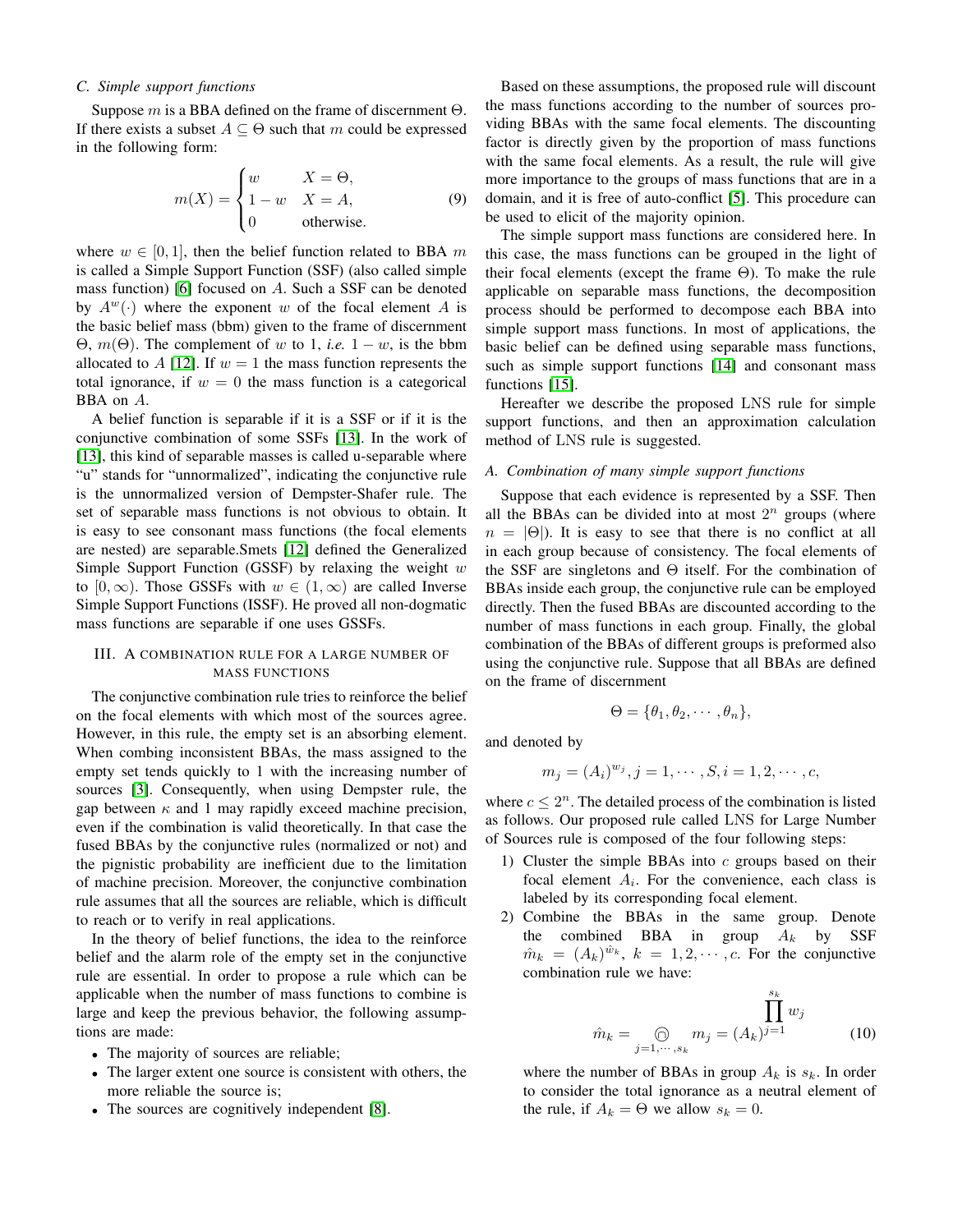### C. Simple support functions

Suppose $m$ is a BBA defined on the frame of discernment $\Theta$. If there exists a subset $A \subseteq \Theta$ such that $m$ could be expressed in the following form:

$$m(X) = \begin{cases} w & X = \Theta, \\ 1 - w & X = A, \\ 0 & \text{otherwise.} \end{cases} \tag{9}$$

where $w \in [0, 1]$, then the belief function related to BBA $m$ is called a Simple Support Function (SSF) (also called simple mass function) [6] focused on $A$. Such a SSF can be denoted by $A^w(\cdot)$ where the exponent $w$ of the focal element $A$ is the basic belief mass (bbm) given to the frame of discernment $\Theta$, $m(\Theta)$. The complement of $w$ to 1, *i.e.* $1 - w$, is the bbm allocated to $A$ [12]. If $w = 1$ the mass function represents the total ignorance, if $w = 0$ the mass function is a categorical BBA on $A$.

A belief function is separable if it is a SSF or if it is the conjunctive combination of some SSFs [13]. In the work of [13], this kind of separable masses is called u-separable where "u" stands for "unnormalized", indicating the conjunctive rule is the unnormalized version of Dempster-Shafer rule. The set of separable mass functions is not obvious to obtain. It is easy to see consonant mass functions (the focal elements are nested) are separable.Smets [12] defined the Generalized Simple Support Function (GSSF) by relaxing the weight $w$ to $[0, \infty)$. Those GSSFs with $w \in (1, \infty)$ are called Inverse Simple Support Functions (ISSF). He proved all non-dogmatic mass functions are separable if one uses GSSFs.

## III. A combination rule for a large number of mass functions

The conjunctive combination rule tries to reinforce the belief on the focal elements with which most of the sources agree. However, in this rule, the empty set is an absorbing element. When combing inconsistent BBAs, the mass assigned to the empty set tends quickly to 1 with the increasing number of sources [3]. Consequently, when using Dempster rule, the gap between $\kappa$ and 1 may rapidly exceed machine precision, even if the combination is valid theoretically. In that case the fused BBAs by the conjunctive rules (normalized or not) and the pignistic probability are inefficient due to the limitation of machine precision. Moreover, the conjunctive combination rule assumes that all the sources are reliable, which is difficult to reach or to verify in real applications.

In the theory of belief functions, the idea to the reinforce belief and the alarm role of the empty set in the conjunctive rule are essential. In order to propose a rule which can be applicable when the number of mass functions to combine is large and keep the previous behavior, the following assumptions are made:

- The majority of sources are reliable;
- The larger extent one source is consistent with others, the more reliable the source is;
- The sources are cognitively independent [8].

Based on these assumptions, the proposed rule will discount the mass functions according to the number of sources providing BBAs with the same focal elements. The discounting factor is directly given by the proportion of mass functions with the same focal elements. As a result, the rule will give more importance to the groups of mass functions that are in a domain, and it is free of auto-conflict [5]. This procedure can be used to elicit of the majority opinion.

The simple support mass functions are considered here. In this case, the mass functions can be grouped in the light of their focal elements (except the frame $\Theta$). To make the rule applicable on separable mass functions, the decomposition process should be performed to decompose each BBA into simple support mass functions. In most of applications, the basic belief can be defined using separable mass functions, such as simple support functions [14] and consonant mass functions [15].

Hereafter we describe the proposed LNS rule for simple support functions, and then an approximation calculation method of LNS rule is suggested.

### A. Combination of many simple support functions

Suppose that each evidence is represented by a SSF. Then all the BBAs can be divided into at most $2^n$ groups (where $n = |\Theta|$). It is easy to see that there is no conflict at all in each group because of consistency. The focal elements of the SSF are singletons and $\Theta$ itself. For the combination of BBAs inside each group, the conjunctive rule can be employed directly. Then the fused BBAs are discounted according to the number of mass functions in each group. Finally, the global combination of the BBAs of different groups is preformed also using the conjunctive rule. Suppose that all BBAs are defined on the frame of discernment

$$\Theta = \{\theta_1, \theta_2, \cdots, \theta_n\},$$

and denoted by

$$m_j = (A_i)^{w_j}, j = 1, \cdots, S, i = 1, 2, \cdots, c,$$

where $c \leq 2^n$. The detailed process of the combination is listed as follows. Our proposed rule called LNS for Large Number of Sources rule is composed of the four following steps:

1) Cluster the simple BBAs into $c$ groups based on their focal element $A_i$. For the convenience, each class is labeled by its corresponding focal element.
2) Combine the BBAs in the same group. Denote the combined BBA in group $A_k$ by SSF $\hat{m}_k = (A_k)^{\hat{w}_k}$, $k = 1, 2, \cdots, c$. For the conjunctive combination rule we have:

$$\hat{m}_k = \bigcirc\!\!\!\!\cap_{j=1,\cdots,s_k} m_j = (A_k)^{\prod_{j=1}^{s_k} w_j} \tag{10}$$

where the number of BBAs in group $A_k$ is $s_k$. In order to consider the total ignorance as a neutral element of the rule, if $A_k = \Theta$ we allow $s_k = 0$.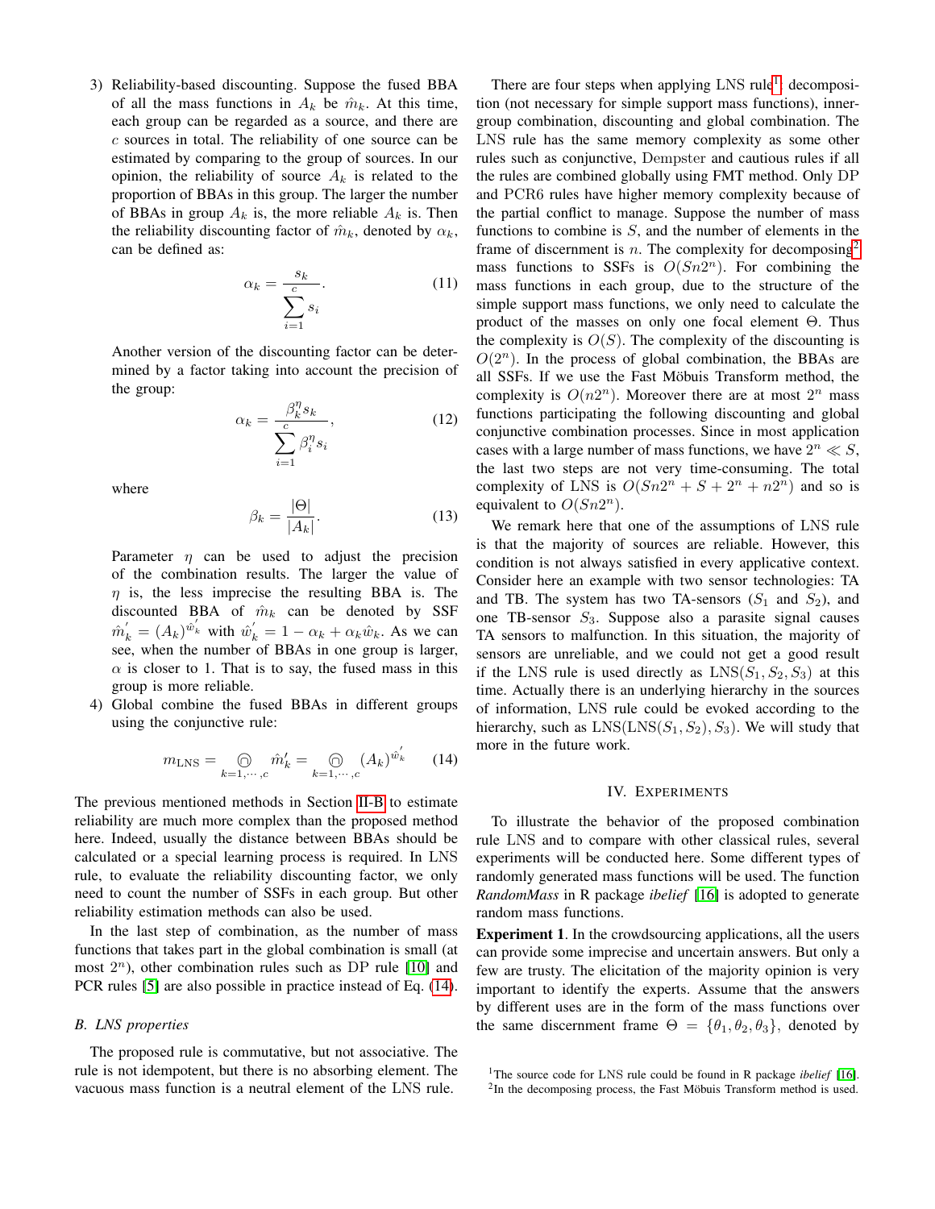3) Reliability-based discounting. Suppose the fused BBA of all the mass functions in $A_k$ be $\hat{m}_k$. At this time, each group can be regarded as a source, and there are $c$ sources in total. The reliability of one source can be estimated by comparing to the group of sources. In our opinion, the reliability of source $A_k$ is related to the proportion of BBAs in this group. The larger the number of BBAs in group $A_k$ is, the more reliable $A_k$ is. Then the reliability discounting factor of $\hat{m}_k$, denoted by $\alpha_k$, can be defined as:

$$\alpha_k = \frac{s_k}{\sum_{i=1}^{c} s_i}. \tag{11}$$

Another version of the discounting factor can be determined by a factor taking into account the precision of the group:

$$\alpha_k = \frac{\beta_k^{\eta} s_k}{\sum_{i=1}^{c} \beta_i^{\eta} s_i}, \tag{12}$$

where

$$\beta_k = \frac{|\Theta|}{|A_k|}. \tag{13}$$

Parameter $\eta$ can be used to adjust the precision of the combination results. The larger the value of $\eta$ is, the less imprecise the resulting BBA is. The discounted BBA of $\hat{m}_k$ can be denoted by SSF $\hat{m}_k^{'} = (A_k)^{\hat{w}_k^{'}}$ with $\hat{w}_k^{'} = 1 - \alpha_k + \alpha_k \hat{w}_k$. As we can see, when the number of BBAs in one group is larger, $\alpha$ is closer to 1. That is to say, the fused mass in this group is more reliable.

4) Global combine the fused BBAs in different groups using the conjunctive rule:

$$m_{\text{LNS}} = \bigcirc\!\!\!\!\cap_{k=1,\cdots,c} \hat{m}_k^{'} = \bigcirc\!\!\!\!\cap_{k=1,\cdots,c} (A_k)^{\hat{w}_k^{'}} \tag{14}$$

The previous mentioned methods in Section II-B to estimate reliability are much more complex than the proposed method here. Indeed, usually the distance between BBAs should be calculated or a special learning process is required. In LNS rule, to evaluate the reliability discounting factor, we only need to count the number of SSFs in each group. But other reliability estimation methods can also be used.

In the last step of combination, as the number of mass functions that takes part in the global combination is small (at most $2^n$), other combination rules such as DP rule [10] and PCR rules [5] are also possible in practice instead of Eq. (14).

### B. LNS properties

The proposed rule is commutative, but not associative. The rule is not idempotent, but there is no absorbing element. The vacuous mass function is a neutral element of the LNS rule.

There are four steps when applying LNS rule[1]: decomposition (not necessary for simple support mass functions), inner-group combination, discounting and global combination. The LNS rule has the same memory complexity as some other rules such as conjunctive, Dempster and cautious rules if all the rules are combined globally using FMT method. Only DP and PCR6 rules have higher memory complexity because of the partial conflict to manage. Suppose the number of mass functions to combine is $S$, and the number of elements in the frame of discernment is $n$. The complexity for decomposing[2] mass functions to SSFs is $O(Sn2^n)$. For combining the mass functions in each group, due to the structure of the simple support mass functions, we only need to calculate the product of the masses on only one focal element $\Theta$. Thus the complexity is $O(S)$. The complexity of the discounting is $O(2^n)$. In the process of global combination, the BBAs are all SSFs. If we use the Fast Möbuis Transform method, the complexity is $O(n2^n)$. Moreover there are at most $2^n$ mass functions participating the following discounting and global conjunctive combination processes. Since in most application cases with a large number of mass functions, we have $2^n \ll S$, the last two steps are not very time-consuming. The total complexity of LNS is $O(Sn2^n + S + 2^n + n2^n)$ and so is equivalent to $O(Sn2^n)$.

We remark here that one of the assumptions of LNS rule is that the majority of sources are reliable. However, this condition is not always satisfied in every applicative context. Consider here an example with two sensor technologies: TA and TB. The system has two TA-sensors ($S_1$ and $S_2$), and one TB-sensor $S_3$. Suppose also a parasite signal causes TA sensors to malfunction. In this situation, the majority of sensors are unreliable, and we could not get a good result if the LNS rule is used directly as LNS($S_1, S_2, S_3$) at this time. Actually there is an underlying hierarchy in the sources of information, LNS rule could be evoked according to the hierarchy, such as LNS(LNS($S_1, S_2$), $S_3$). We will study that more in the future work.

## IV. Experiments

To illustrate the behavior of the proposed combination rule LNS and to compare with other classical rules, several experiments will be conducted here. Some different types of randomly generated mass functions will be used. The function *RandomMass* in R package *ibelief* [16] is adopted to generate random mass functions.

**Experiment 1**. In the crowdsourcing applications, all the users can provide some imprecise and uncertain answers. But only a few are trusty. The elicitation of the majority opinion is very important to identify the experts. Assume that the answers by different uses are in the form of the mass functions over the same discernment frame $\Theta = \{\theta_1, \theta_2, \theta_3\}$, denoted by

[1] The source code for LNS rule could be found in R package *ibelief* [16].

[2] In the decomposing process, the Fast Möbuis Transform method is used.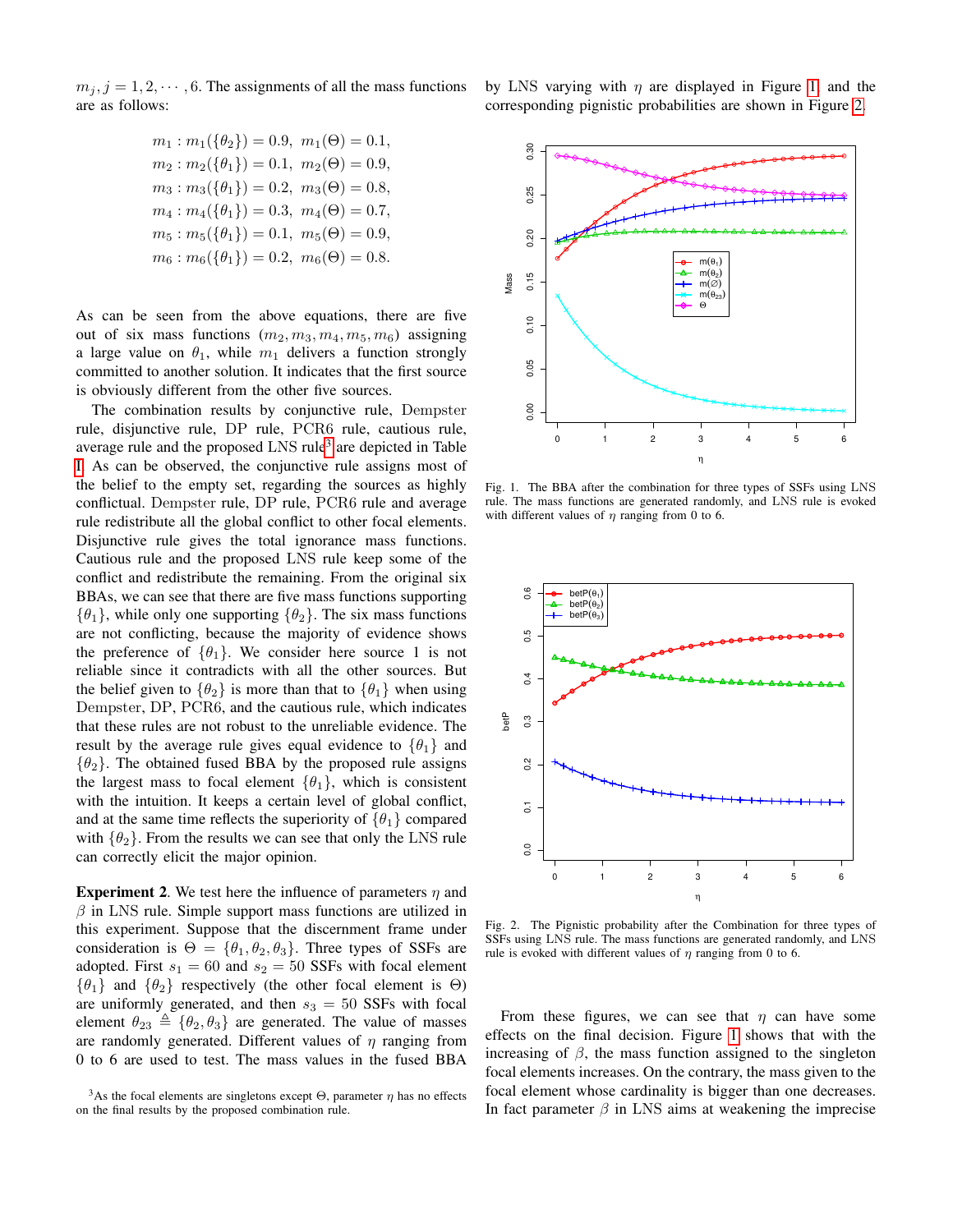$m_j, j = 1, 2, \cdots, 6$. The assignments of all the mass functions are as follows:

$$m_1 : m_1(\{\theta_2\}) = 0.9,\ m_1(\Theta) = 0.1,$$
$$m_2 : m_2(\{\theta_1\}) = 0.1,\ m_2(\Theta) = 0.9,$$
$$m_3 : m_3(\{\theta_1\}) = 0.2,\ m_3(\Theta) = 0.8,$$
$$m_4 : m_4(\{\theta_1\}) = 0.3,\ m_4(\Theta) = 0.7,$$
$$m_5 : m_5(\{\theta_1\}) = 0.1,\ m_5(\Theta) = 0.9,$$
$$m_6 : m_6(\{\theta_1\}) = 0.2,\ m_6(\Theta) = 0.8.$$

As can be seen from the above equations, there are five out of six mass functions $(m_2, m_3, m_4, m_5, m_6)$ assigning a large value on $\theta_1$, while $m_1$ delivers a function strongly committed to another solution. It indicates that the first source is obviously different from the other five sources.

The combination results by conjunctive rule, Dempster rule, disjunctive rule, DP rule, PCR6 rule, cautious rule, average rule and the proposed LNS rule[3] are depicted in Table I. As can be observed, the conjunctive rule assigns most of the belief to the empty set, regarding the sources as highly conflictual. Dempster rule, DP rule, PCR6 rule and average rule redistribute all the global conflict to other focal elements. Disjunctive rule gives the total ignorance mass functions. Cautious rule and the proposed LNS rule keep some of the conflict and redistribute the remaining. From the original six BBAs, we can see that there are five mass functions supporting $\{\theta_1\}$, while only one supporting $\{\theta_2\}$. The six mass functions are not conflicting, because the majority of evidence shows the preference of $\{\theta_1\}$. We consider here source 1 is not reliable since it contradicts with all the other sources. But the belief given to $\{\theta_2\}$ is more than that to $\{\theta_1\}$ when using Dempster, DP, PCR6, and the cautious rule, which indicates that these rules are not robust to the unreliable evidence. The result by the average rule gives equal evidence to $\{\theta_1\}$ and $\{\theta_2\}$. The obtained fused BBA by the proposed rule assigns the largest mass to focal element $\{\theta_1\}$, which is consistent with the intuition. It keeps a certain level of global conflict, and at the same time reflects the superiority of $\{\theta_1\}$ compared with $\{\theta_2\}$. From the results we can see that only the LNS rule can correctly elicit the major opinion.

**Experiment 2**. We test here the influence of parameters $\eta$ and $\beta$ in LNS rule. Simple support mass functions are utilized in this experiment. Suppose that the discernment frame under consideration is $\Theta = \{\theta_1, \theta_2, \theta_3\}$. Three types of SSFs are adopted. First $s_1 = 60$ and $s_2 = 50$ SSFs with focal element $\{\theta_1\}$ and $\{\theta_2\}$ respectively (the other focal element is $\Theta$) are uniformly generated, and then $s_3 = 50$ SSFs with focal element $\theta_{23} \triangleq \{\theta_2, \theta_3\}$ are generated. The value of masses are randomly generated. Different values of $\eta$ ranging from 0 to 6 are used to test. The mass values in the fused BBA by LNS varying with $\eta$ are displayed in Figure 1, and the corresponding pignistic probabilities are shown in Figure 2.

[3] As the focal elements are singletons except $\Theta$, parameter $\eta$ has no effects on the final results by the proposed combination rule.

Fig. 1. The BBA after the combination for three types of SSFs using LNS rule. The mass functions are generated randomly, and LNS rule is evoked with different values of $\eta$ ranging from 0 to 6.

Fig. 2. The Pignistic probability after the Combination for three types of SSFs using LNS rule. The mass functions are generated randomly, and LNS rule is evoked with different values of $\eta$ ranging from 0 to 6.

From these figures, we can see that $\eta$ can have some effects on the final decision. Figure 1 shows that with the increasing of $\beta$, the mass function assigned to the singleton focal elements increases. On the contrary, the mass given to the focal element whose cardinality is bigger than one decreases. In fact parameter $\beta$ in LNS aims at weakening the imprecise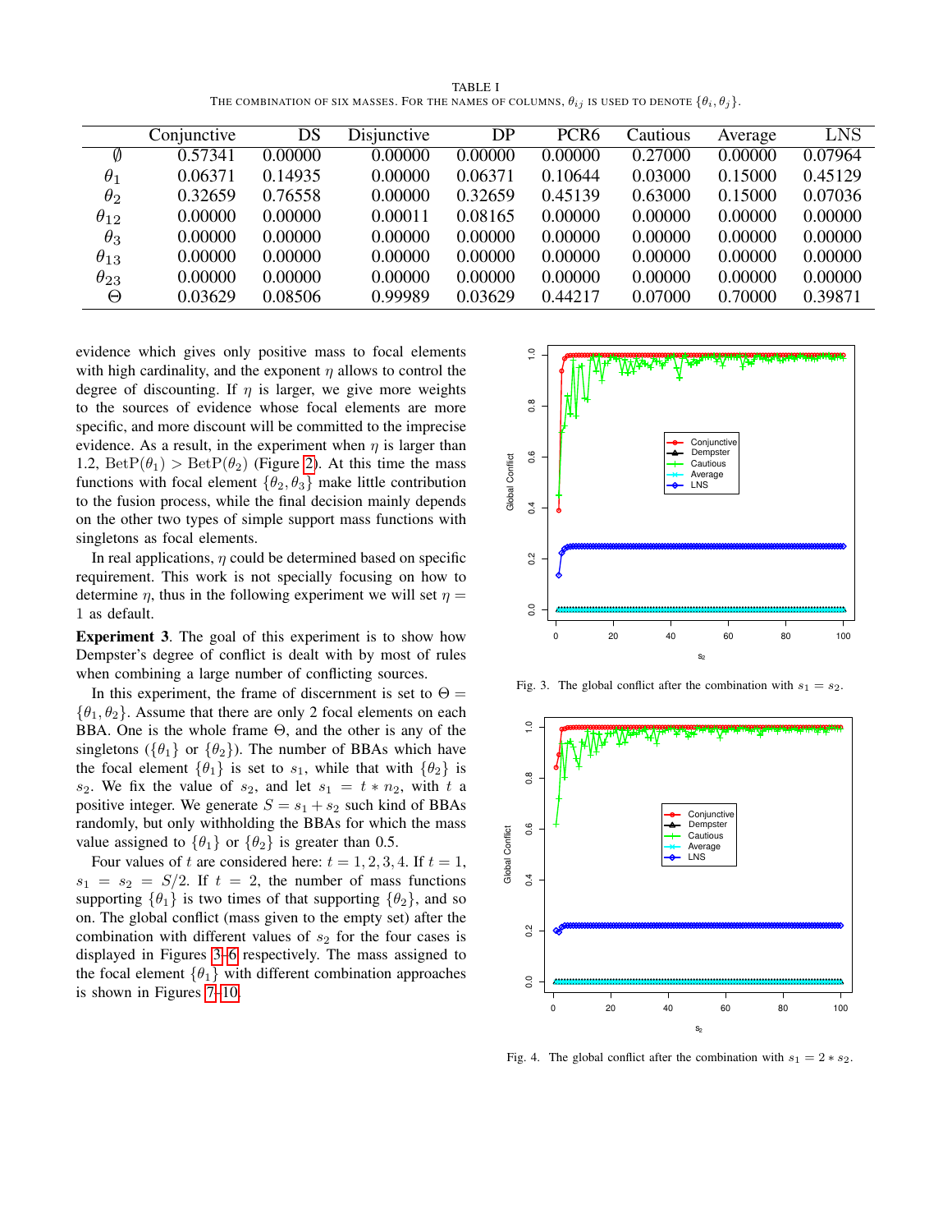TABLE I
THE COMBINATION OF SIX MASSES. FOR THE NAMES OF COLUMNS, $\theta_{ij}$ IS USED TO DENOTE $\{\theta_i, \theta_j\}$.

| | Conjunctive | DS | Disjunctive | DP | PCR6 | Cautious | Average | LNS |
|---|---|---|---|---|---|---|---|---|
| $\emptyset$ | 0.57341 | 0.00000 | 0.00000 | 0.00000 | 0.00000 | 0.27000 | 0.00000 | 0.07964 |
| $\theta_1$ | 0.06371 | 0.14935 | 0.00000 | 0.06371 | 0.10644 | 0.03000 | 0.15000 | 0.45129 |
| $\theta_2$ | 0.32659 | 0.76558 | 0.00000 | 0.32659 | 0.45139 | 0.63000 | 0.15000 | 0.07036 |
| $\theta_{12}$ | 0.00000 | 0.00000 | 0.00011 | 0.08165 | 0.00000 | 0.00000 | 0.00000 | 0.00000 |
| $\theta_3$ | 0.00000 | 0.00000 | 0.00000 | 0.00000 | 0.00000 | 0.00000 | 0.00000 | 0.00000 |
| $\theta_{13}$ | 0.00000 | 0.00000 | 0.00000 | 0.00000 | 0.00000 | 0.00000 | 0.00000 | 0.00000 |
| $\theta_{23}$ | 0.00000 | 0.00000 | 0.00000 | 0.00000 | 0.00000 | 0.00000 | 0.00000 | 0.00000 |
| $\Theta$ | 0.03629 | 0.08506 | 0.99989 | 0.03629 | 0.44217 | 0.07000 | 0.70000 | 0.39871 |

evidence which gives only positive mass to focal elements with high cardinality, and the exponent $\eta$ allows to control the degree of discounting. If $\eta$ is larger, we give more weights to the sources of evidence whose focal elements are more specific, and more discount will be committed to the imprecise evidence. As a result, in the experiment when $\eta$ is larger than 1.2, $\text{BetP}(\theta_1) > \text{BetP}(\theta_2)$ (Figure 2). At this time the mass functions with focal element $\{\theta_2, \theta_3\}$ make little contribution to the fusion process, while the final decision mainly depends on the other two types of simple support mass functions with singletons as focal elements.

In real applications, $\eta$ could be determined based on specific requirement. This work is not specially focusing on how to determine $\eta$, thus in the following experiment we will set $\eta = 1$ as default.

**Experiment 3**. The goal of this experiment is to show how Dempster's degree of conflict is dealt with by most of rules when combining a large number of conflicting sources.

In this experiment, the frame of discernment is set to $\Theta = \{\theta_1, \theta_2\}$. Assume that there are only 2 focal elements on each BBA. One is the whole frame $\Theta$, and the other is any of the singletons ($\{\theta_1\}$ or $\{\theta_2\}$). The number of BBAs which have the focal element $\{\theta_1\}$ is set to $s_1$, while that with $\{\theta_2\}$ is $s_2$. We fix the value of $s_2$, and let $s_1 = t * n_2$, with $t$ a positive integer. We generate $S = s_1 + s_2$ such kind of BBAs randomly, but only withholding the BBAs for which the mass value assigned to $\{\theta_1\}$ or $\{\theta_2\}$ is greater than 0.5.

Four values of $t$ are considered here: $t = 1, 2, 3, 4$. If $t = 1$, $s_1 = s_2 = S/2$. If $t = 2$, the number of mass functions supporting $\{\theta_1\}$ is two times of that supporting $\{\theta_2\}$, and so on. The global conflict (mass given to the empty set) after the combination with different values of $s_2$ for the four cases is displayed in Figures 3–6 respectively. The mass assigned to the focal element $\{\theta_1\}$ with different combination approaches is shown in Figures 7–10.

Fig. 3. The global conflict after the combination with $s_1 = s_2$.

Fig. 4. The global conflict after the combination with $s_1 = 2 * s_2$.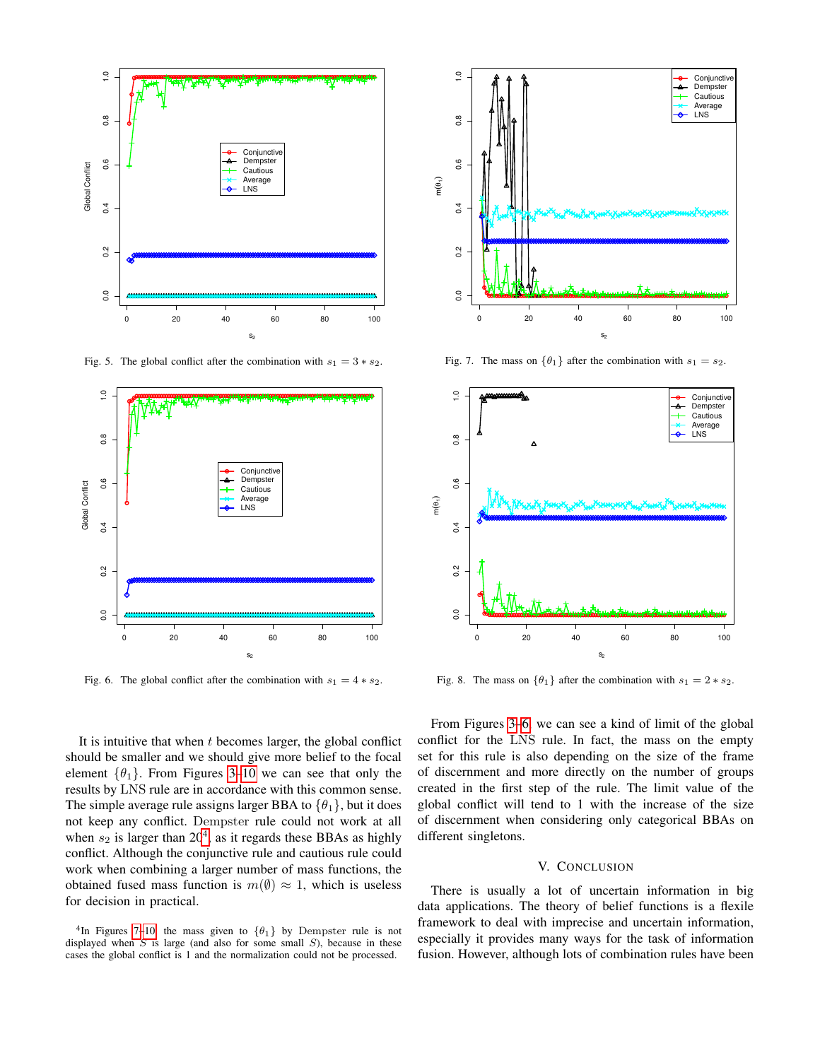Fig. 5. The global conflict after the combination with $s_1 = 3 * s_2$.

Fig. 6. The global conflict after the combination with $s_1 = 4 * s_2$.

Fig. 7. The mass on $\{\theta_1\}$ after the combination with $s_1 = s_2$.

Fig. 8. The mass on $\{\theta_1\}$ after the combination with $s_1 = 2 * s_2$.

It is intuitive that when $t$ becomes larger, the global conflict should be smaller and we should give more belief to the focal element $\{\theta_1\}$. From Figures 3–10 we can see that only the results by LNS rule are in accordance with this common sense. The simple average rule assigns larger BBA to $\{\theta_1\}$, but it does not keep any conflict. Dempster rule could not work at all when $s_2$ is larger than 20[4], as it regards these BBAs as highly conflict. Although the conjunctive rule and cautious rule could work when combining a larger number of mass functions, the obtained fused mass function is $m(\emptyset) \approx 1$, which is useless for decision in practical.

From Figures 3–6, we can see a kind of limit of the global conflict for the LNS rule. In fact, the mass on the empty set for this rule is also depending on the size of the frame of discernment and more directly on the number of groups created in the first step of the rule. The limit value of the global conflict will tend to 1 with the increase of the size of discernment when considering only categorical BBAs on different singletons.

## V. Conclusion

There is usually a lot of uncertain information in big data applications. The theory of belief functions is a flexile framework to deal with imprecise and uncertain information, especially it provides many ways for the task of information fusion. However, although lots of combination rules have been

[4] In Figures 7–10, the mass given to $\{\theta_1\}$ by Dempster rule is not displayed when $S$ is large (and also for some small $S$), because in these cases the global conflict is 1 and the normalization could not be processed.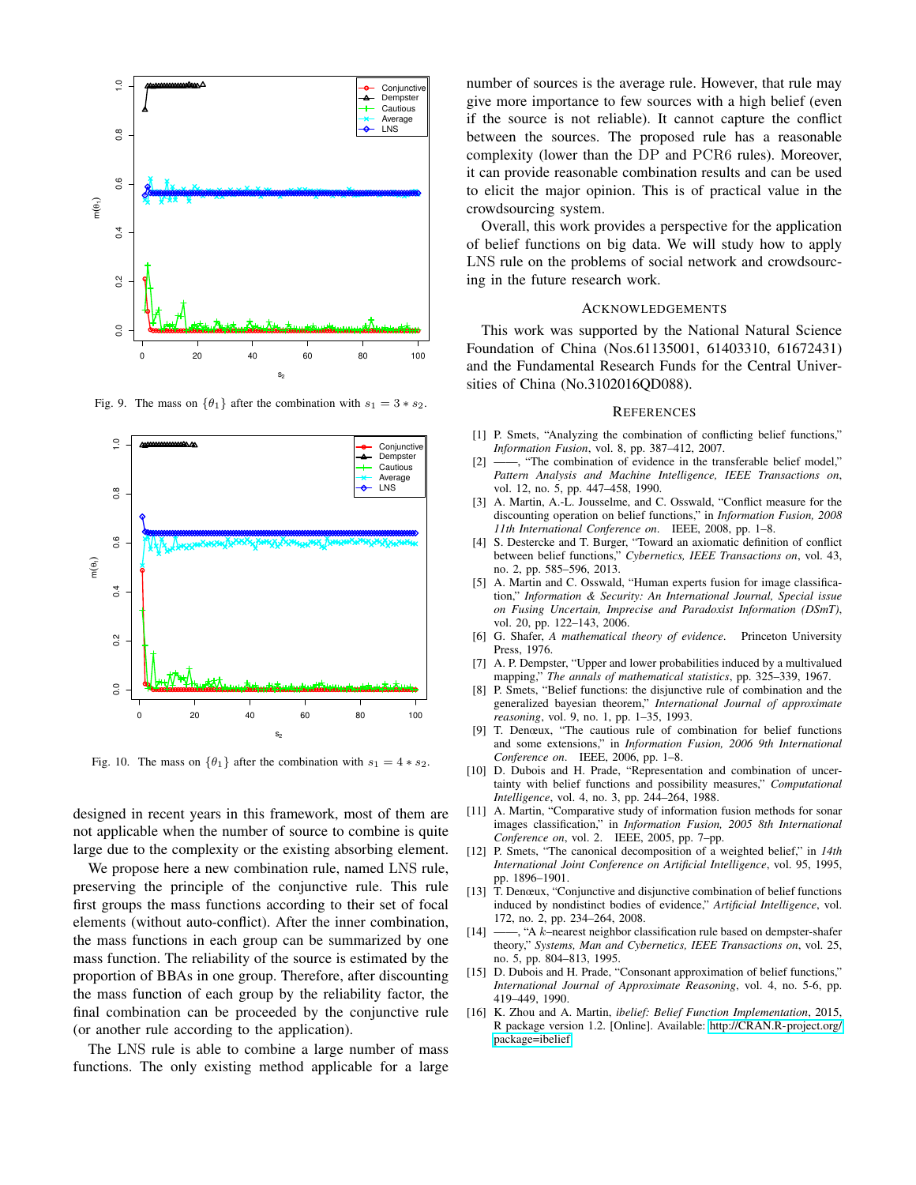1.0
0.8
0.6
0.4
0.2
0.0
$m(\theta_1)$
0
20
40
60
80
100
$s_2$
Conjunctive
Dempster
Cautious
Average
LNS

Fig. 9. The mass on $\{\theta_1\}$ after the combination with $s_1 = 3 * s_2$.

1.0
0.8
0.6
0.4
0.2
0.0
$m(\theta_1)$
0
20
40
60
80
100
$s_2$
Conjunctive
Dempster
Cautious
Average
LNS

Fig. 10. The mass on $\{\theta_1\}$ after the combination with $s_1 = 4 * s_2$.

designed in recent years in this framework, most of them are not applicable when the number of source to combine is quite large due to the complexity or the existing absorbing element.

We propose here a new combination rule, named LNS rule, preserving the principle of the conjunctive rule. This rule first groups the mass functions according to their set of focal elements (without auto-conflict). After the inner combination, the mass functions in each group can be summarized by one mass function. The reliability of the source is estimated by the proportion of BBAs in one group. Therefore, after discounting the mass function of each group by the reliability factor, the final combination can be proceeded by the conjunctive rule (or another rule according to the application).

The LNS rule is able to combine a large number of mass functions. The only existing method applicable for a large number of sources is the average rule. However, that rule may give more importance to few sources with a high belief (even if the source is not reliable). It cannot capture the conflict between the sources. The proposed rule has a reasonable complexity (lower than the DP and PCR6 rules). Moreover, it can provide reasonable combination results and can be used to elicit the major opinion. This is of practical value in the crowdsourcing system.

Overall, this work provides a perspective for the application of belief functions on big data. We will study how to apply LNS rule on the problems of social network and crowdsourcing in the future research work.

## Acknowledgements

This work was supported by the National Natural Science Foundation of China (Nos.61135001, 61403310, 61672431) and the Fundamental Research Funds for the Central Universities of China (No.3102016QD088).

## References

[1] P. Smets, "Analyzing the combination of conflicting belief functions," *Information Fusion*, vol. 8, pp. 387–412, 2007.

[2] ——, "The combination of evidence in the transferable belief model," *Pattern Analysis and Machine Intelligence, IEEE Transactions on*, vol. 12, no. 5, pp. 447–458, 1990.

[3] A. Martin, A.-L. Jousselme, and C. Osswald, "Conflict measure for the discounting operation on belief functions," in *Information Fusion, 2008 11th International Conference on*. IEEE, 2008, pp. 1–8.

[4] S. Destercke and T. Burger, "Toward an axiomatic definition of conflict between belief functions," *Cybernetics, IEEE Transactions on*, vol. 43, no. 2, pp. 585–596, 2013.

[5] A. Martin and C. Osswald, "Human experts fusion for image classification," *Information & Security: An International Journal, Special issue on Fusing Uncertain, Imprecise and Paradoxist Information (DSmT)*, vol. 20, pp. 122–143, 2006.

[6] G. Shafer, *A mathematical theory of evidence*. Princeton University Press, 1976.

[7] A. P. Dempster, "Upper and lower probabilities induced by a multivalued mapping," *The annals of mathematical statistics*, pp. 325–339, 1967.

[8] P. Smets, "Belief functions: the disjunctive rule of combination and the generalized bayesian theorem," *International Journal of approximate reasoning*, vol. 9, no. 1, pp. 1–35, 1993.

[9] T. Denœux, "The cautious rule of combination for belief functions and some extensions," in *Information Fusion, 2006 9th International Conference on*. IEEE, 2006, pp. 1–8.

[10] D. Dubois and H. Prade, "Representation and combination of uncertainty with belief functions and possibility measures," *Computational Intelligence*, vol. 4, no. 3, pp. 244–264, 1988.

[11] A. Martin, "Comparative study of information fusion methods for sonar images classification," in *Information Fusion, 2005 8th International Conference on*, vol. 2. IEEE, 2005, pp. 7–pp.

[12] P. Smets, "The canonical decomposition of a weighted belief," in *14th International Joint Conference on Artificial Intelligence*, vol. 95, 1995, pp. 1896–1901.

[13] T. Denœux, "Conjunctive and disjunctive combination of belief functions induced by nondistinct bodies of evidence," *Artificial Intelligence*, vol. 172, no. 2, pp. 234–264, 2008.

[14] ——, "A $k$–nearest neighbor classification rule based on dempster-shafer theory," *Systems, Man and Cybernetics, IEEE Transactions on*, vol. 25, no. 5, pp. 804–813, 1995.

[15] D. Dubois and H. Prade, "Consonant approximation of belief functions," *International Journal of Approximate Reasoning*, vol. 4, no. 5-6, pp. 419–449, 1990.

[16] K. Zhou and A. Martin, *ibelief: Belief Function Implementation*, 2015, R package version 1.2. [Online]. Available: http://CRAN.R-project.org/package=ibelief